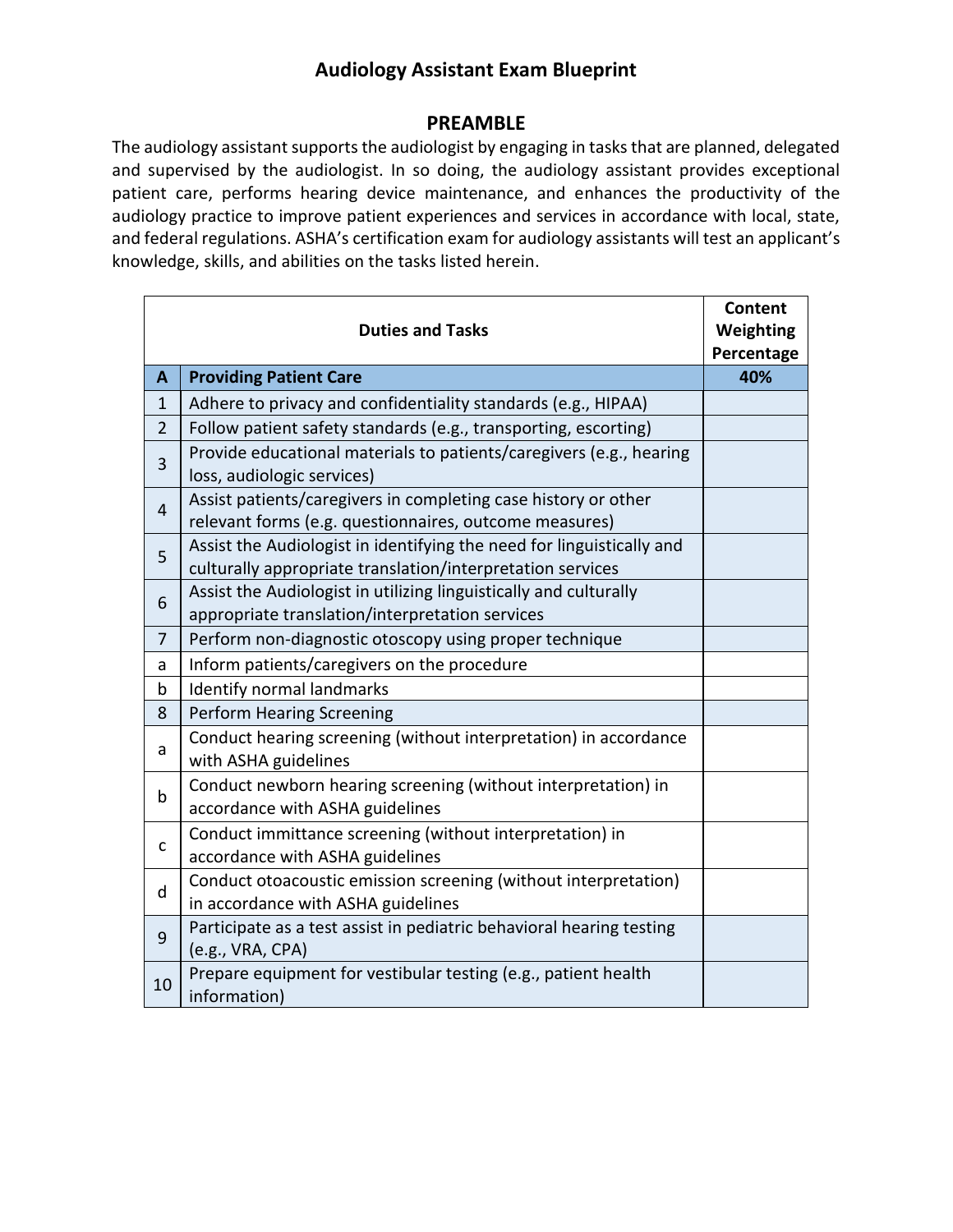# Audiology Assistant Exam Blueprint

## PREAMBLE

The audiology assistant supports the audiologist by engaging in tasks that are planned, delegated and supervised by the audiologist. In so doing, the audiology assistant provides exceptional patient care, performs hearing device maintenance, and enhances the productivity of the audiology practice to improve patient experiences and services in accordance with local, state, and federal regulations. ASHA's certification exam for audiology assistants will test an applicant's knowledge, skills, and abilities on the tasks listed herein.

| | Duties and Tasks | Content Weighting Percentage |
|---|---|---|
| **A** | **Providing Patient Care** | **40%** |
| 1 | Adhere to privacy and confidentiality standards (e.g., HIPAA) | |
| 2 | Follow patient safety standards (e.g., transporting, escorting) | |
| 3 | Provide educational materials to patients/caregivers (e.g., hearing loss, audiologic services) | |
| 4 | Assist patients/caregivers in completing case history or other relevant forms (e.g. questionnaires, outcome measures) | |
| 5 | Assist the Audiologist in identifying the need for linguistically and culturally appropriate translation/interpretation services | |
| 6 | Assist the Audiologist in utilizing linguistically and culturally appropriate translation/interpretation services | |
| 7 | Perform non-diagnostic otoscopy using proper technique | |
| a | Inform patients/caregivers on the procedure | |
| b | Identify normal landmarks | |
| 8 | Perform Hearing Screening | |
| a | Conduct hearing screening (without interpretation) in accordance with ASHA guidelines | |
| b | Conduct newborn hearing screening (without interpretation) in accordance with ASHA guidelines | |
| c | Conduct immittance screening (without interpretation) in accordance with ASHA guidelines | |
| d | Conduct otoacoustic emission screening (without interpretation) in accordance with ASHA guidelines | |
| 9 | Participate as a test assist in pediatric behavioral hearing testing (e.g., VRA, CPA) | |
| 10 | Prepare equipment for vestibular testing (e.g., patient health information) | |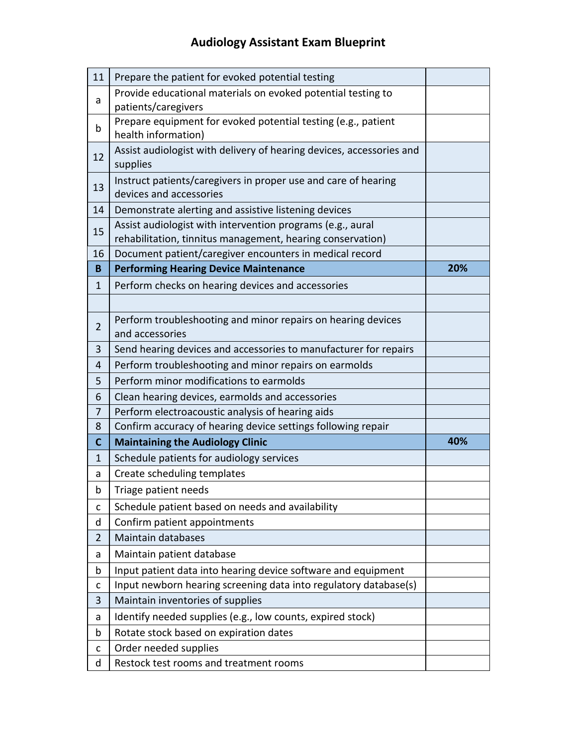# Audiology Assistant Exam Blueprint

| | | |
|---|---|---|
| 11 | Prepare the patient for evoked potential testing | |
| a | Provide educational materials on evoked potential testing to patients/caregivers | |
| b | Prepare equipment for evoked potential testing (e.g., patient health information) | |
| 12 | Assist audiologist with delivery of hearing devices, accessories and supplies | |
| 13 | Instruct patients/caregivers in proper use and care of hearing devices and accessories | |
| 14 | Demonstrate alerting and assistive listening devices | |
| 15 | Assist audiologist with intervention programs (e.g., aural rehabilitation, tinnitus management, hearing conservation) | |
| 16 | Document patient/caregiver encounters in medical record | |
| **B** | **Performing Hearing Device Maintenance** | **20%** |
| 1 | Perform checks on hearing devices and accessories | |
| | | |
| 2 | Perform troubleshooting and minor repairs on hearing devices and accessories | |
| 3 | Send hearing devices and accessories to manufacturer for repairs | |
| 4 | Perform troubleshooting and minor repairs on earmolds | |
| 5 | Perform minor modifications to earmolds | |
| 6 | Clean hearing devices, earmolds and accessories | |
| 7 | Perform electroacoustic analysis of hearing aids | |
| 8 | Confirm accuracy of hearing device settings following repair | |
| **C** | **Maintaining the Audiology Clinic** | **40%** |
| 1 | Schedule patients for audiology services | |
| a | Create scheduling templates | |
| b | Triage patient needs | |
| c | Schedule patient based on needs and availability | |
| d | Confirm patient appointments | |
| 2 | Maintain databases | |
| a | Maintain patient database | |
| b | Input patient data into hearing device software and equipment | |
| c | Input newborn hearing screening data into regulatory database(s) | |
| 3 | Maintain inventories of supplies | |
| a | Identify needed supplies (e.g., low counts, expired stock) | |
| b | Rotate stock based on expiration dates | |
| c | Order needed supplies | |
| d | Restock test rooms and treatment rooms | |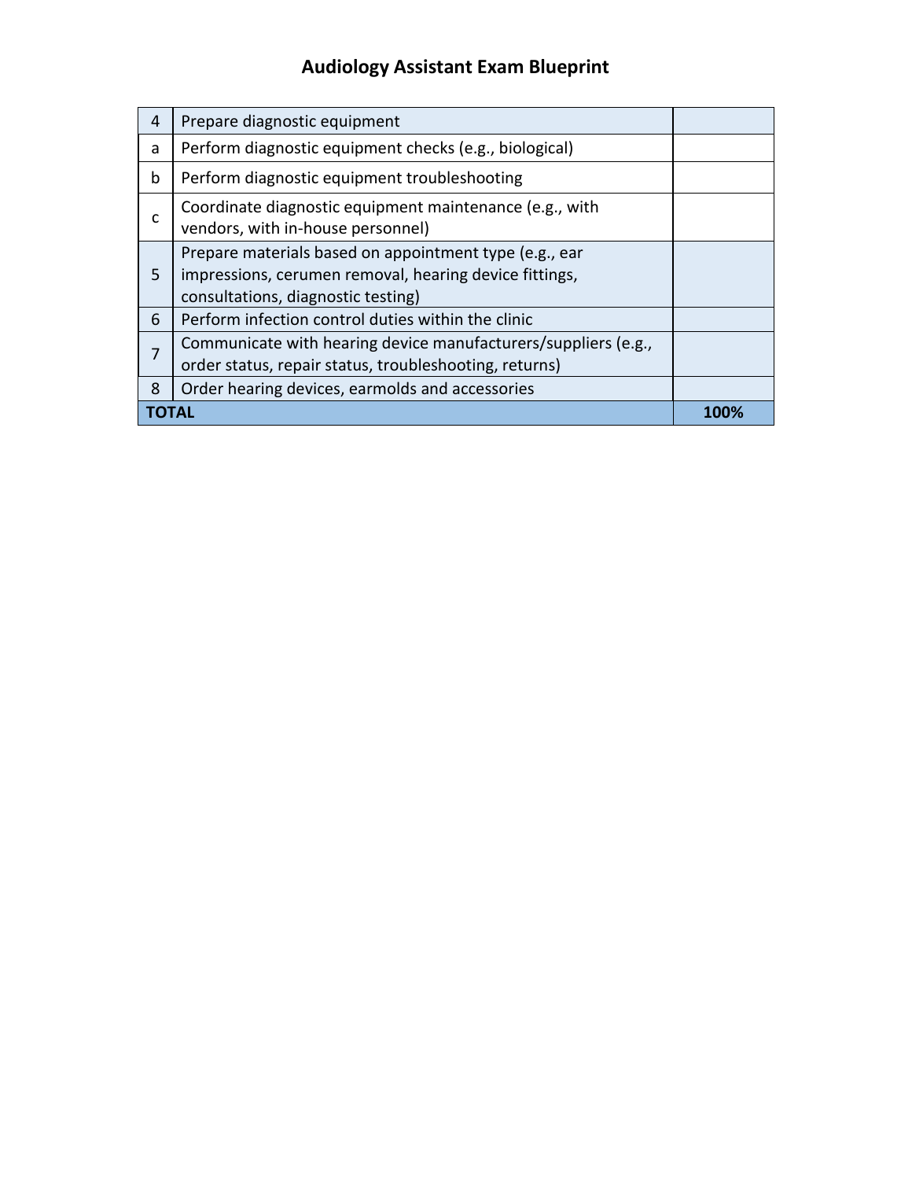# Audiology Assistant Exam Blueprint

| | | |
|---|---|---|
| 4 | Prepare diagnostic equipment | |
| a | Perform diagnostic equipment checks (e.g., biological) | |
| b | Perform diagnostic equipment troubleshooting | |
| c | Coordinate diagnostic equipment maintenance (e.g., with vendors, with in-house personnel) | |
| 5 | Prepare materials based on appointment type (e.g., ear impressions, cerumen removal, hearing device fittings, consultations, diagnostic testing) | |
| 6 | Perform infection control duties within the clinic | |
| 7 | Communicate with hearing device manufacturers/suppliers (e.g., order status, repair status, troubleshooting, returns) | |
| 8 | Order hearing devices, earmolds and accessories | |
| **TOTAL** | | **100%** |